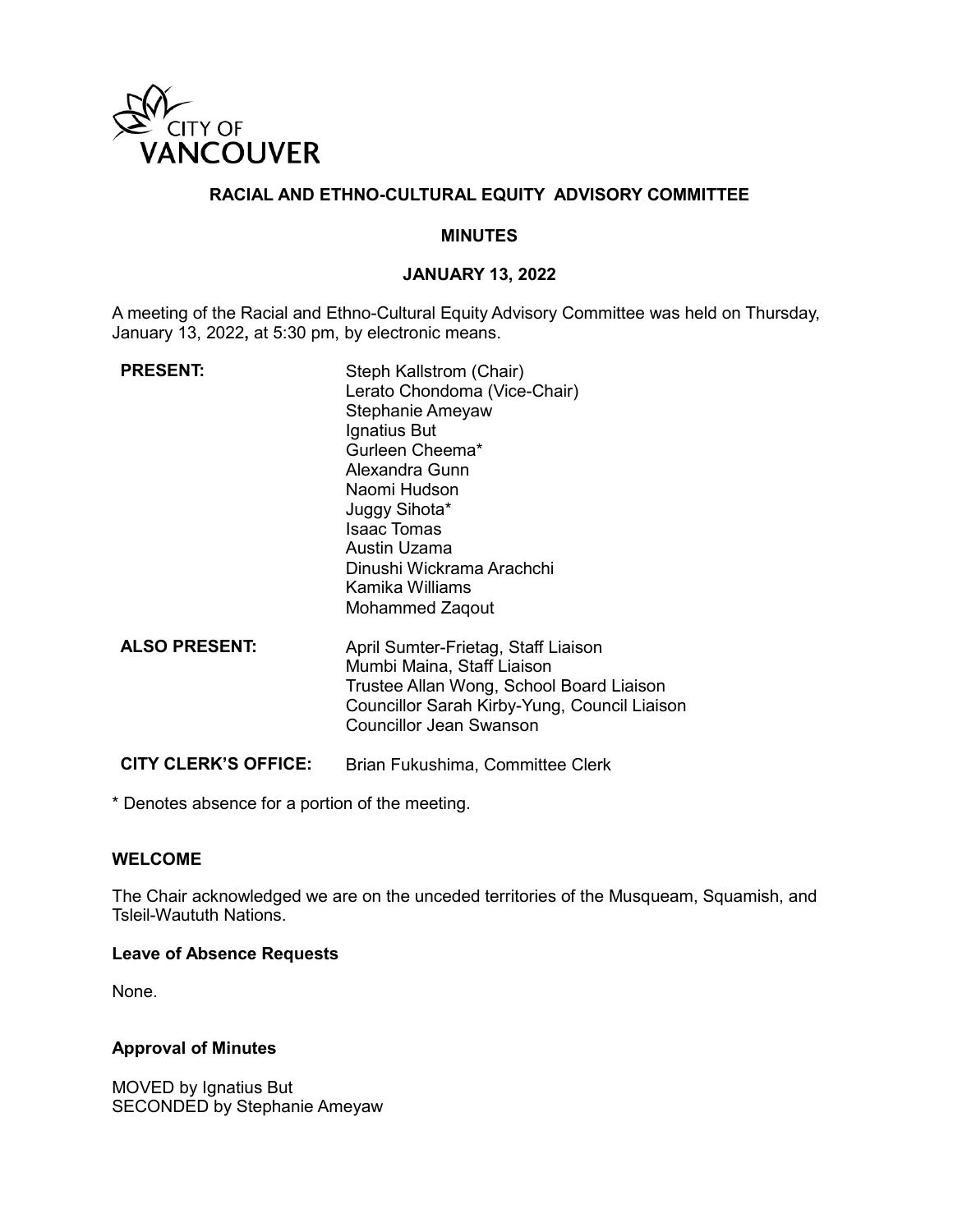CITY OF VANCOUVER

# RACIAL AND ETHNO-CULTURAL EQUITY ADVISORY COMMITTEE

## MINUTES

### JANUARY 13, 2022

A meeting of the Racial and Ethno-Cultural Equity Advisory Committee was held on Thursday, January 13, 2022**,** at 5:30 pm, by electronic means.

**PRESENT:**
Steph Kallstrom (Chair)
Lerato Chondoma (Vice-Chair)
Stephanie Ameyaw
Ignatius But
Gurleen Cheema*
Alexandra Gunn
Naomi Hudson
Juggy Sihota*
Isaac Tomas
Austin Uzama
Dinushi Wickrama Arachchi
Kamika Williams
Mohammed Zaqout

**ALSO PRESENT:**
April Sumter-Frietag, Staff Liaison
Mumbi Maina, Staff Liaison
Trustee Allan Wong, School Board Liaison
Councillor Sarah Kirby-Yung, Council Liaison
Councillor Jean Swanson

**CITY CLERK'S OFFICE:** Brian Fukushima, Committee Clerk

\* Denotes absence for a portion of the meeting.

### WELCOME

The Chair acknowledged we are on the unceded territories of the Musqueam, Squamish, and Tsleil-Waututh Nations.

#### Leave of Absence Requests

None.

#### Approval of Minutes

MOVED by Ignatius But
SECONDED by Stephanie Ameyaw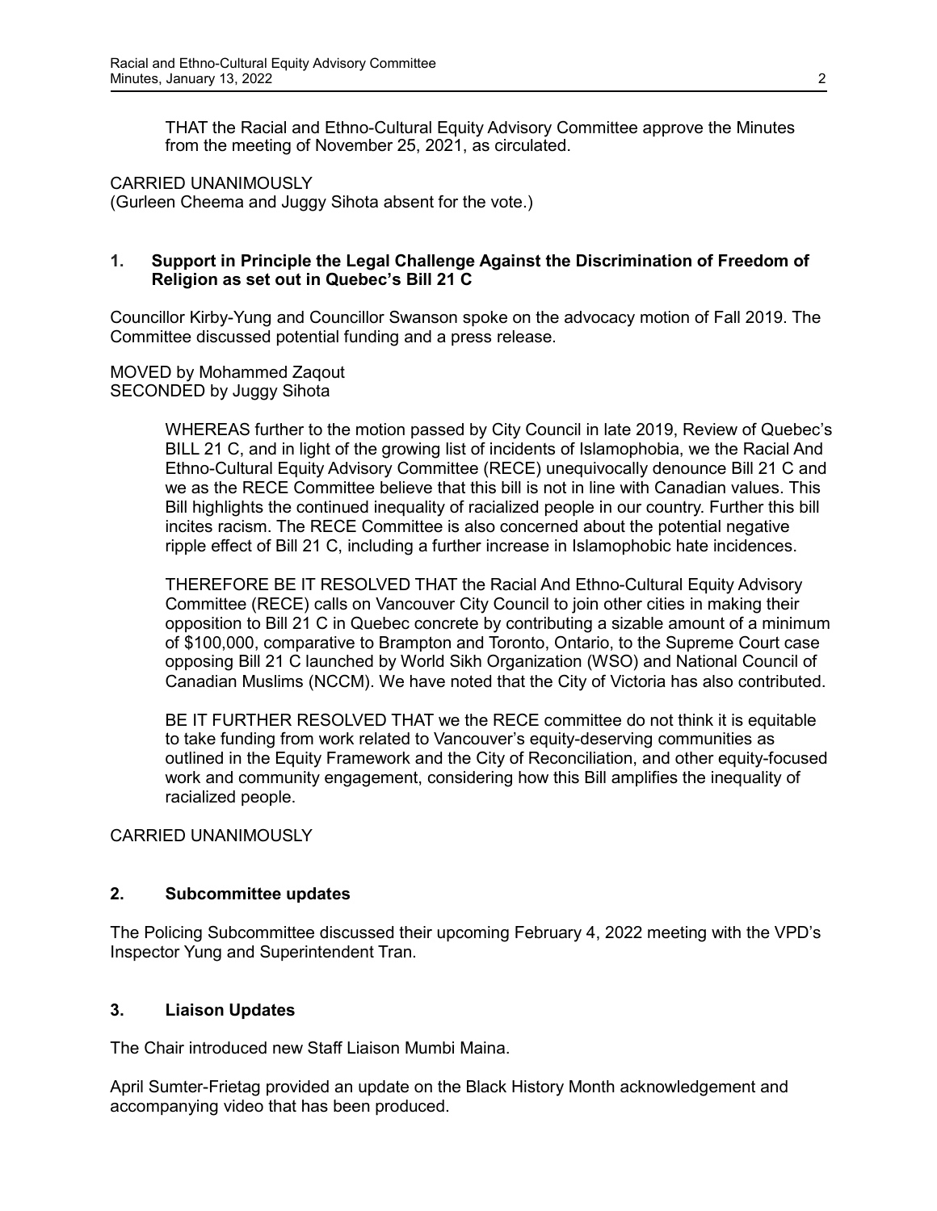THAT the Racial and Ethno-Cultural Equity Advisory Committee approve the Minutes from the meeting of November 25, 2021, as circulated.

CARRIED UNANIMOUSLY
(Gurleen Cheema and Juggy Sihota absent for the vote.)

## 1. Support in Principle the Legal Challenge Against the Discrimination of Freedom of Religion as set out in Quebec's Bill 21 C

Councillor Kirby-Yung and Councillor Swanson spoke on the advocacy motion of Fall 2019. The Committee discussed potential funding and a press release.

MOVED by Mohammed Zaqout
SECONDED by Juggy Sihota

> WHEREAS further to the motion passed by City Council in late 2019, Review of Quebec's BILL 21 C, and in light of the growing list of incidents of Islamophobia, we the Racial And Ethno-Cultural Equity Advisory Committee (RECE) unequivocally denounce Bill 21 C and we as the RECE Committee believe that this bill is not in line with Canadian values. This Bill highlights the continued inequality of racialized people in our country. Further this bill incites racism. The RECE Committee is also concerned about the potential negative ripple effect of Bill 21 C, including a further increase in Islamophobic hate incidences.
>
> THEREFORE BE IT RESOLVED THAT the Racial And Ethno-Cultural Equity Advisory Committee (RECE) calls on Vancouver City Council to join other cities in making their opposition to Bill 21 C in Quebec concrete by contributing a sizable amount of a minimum of $100,000, comparative to Brampton and Toronto, Ontario, to the Supreme Court case opposing Bill 21 C launched by World Sikh Organization (WSO) and National Council of Canadian Muslims (NCCM). We have noted that the City of Victoria has also contributed.
>
> BE IT FURTHER RESOLVED THAT we the RECE committee do not think it is equitable to take funding from work related to Vancouver's equity-deserving communities as outlined in the Equity Framework and the City of Reconciliation, and other equity-focused work and community engagement, considering how this Bill amplifies the inequality of racialized people.

CARRIED UNANIMOUSLY

## 2. Subcommittee updates

The Policing Subcommittee discussed their upcoming February 4, 2022 meeting with the VPD's Inspector Yung and Superintendent Tran.

## 3. Liaison Updates

The Chair introduced new Staff Liaison Mumbi Maina.

April Sumter-Frietag provided an update on the Black History Month acknowledgement and accompanying video that has been produced.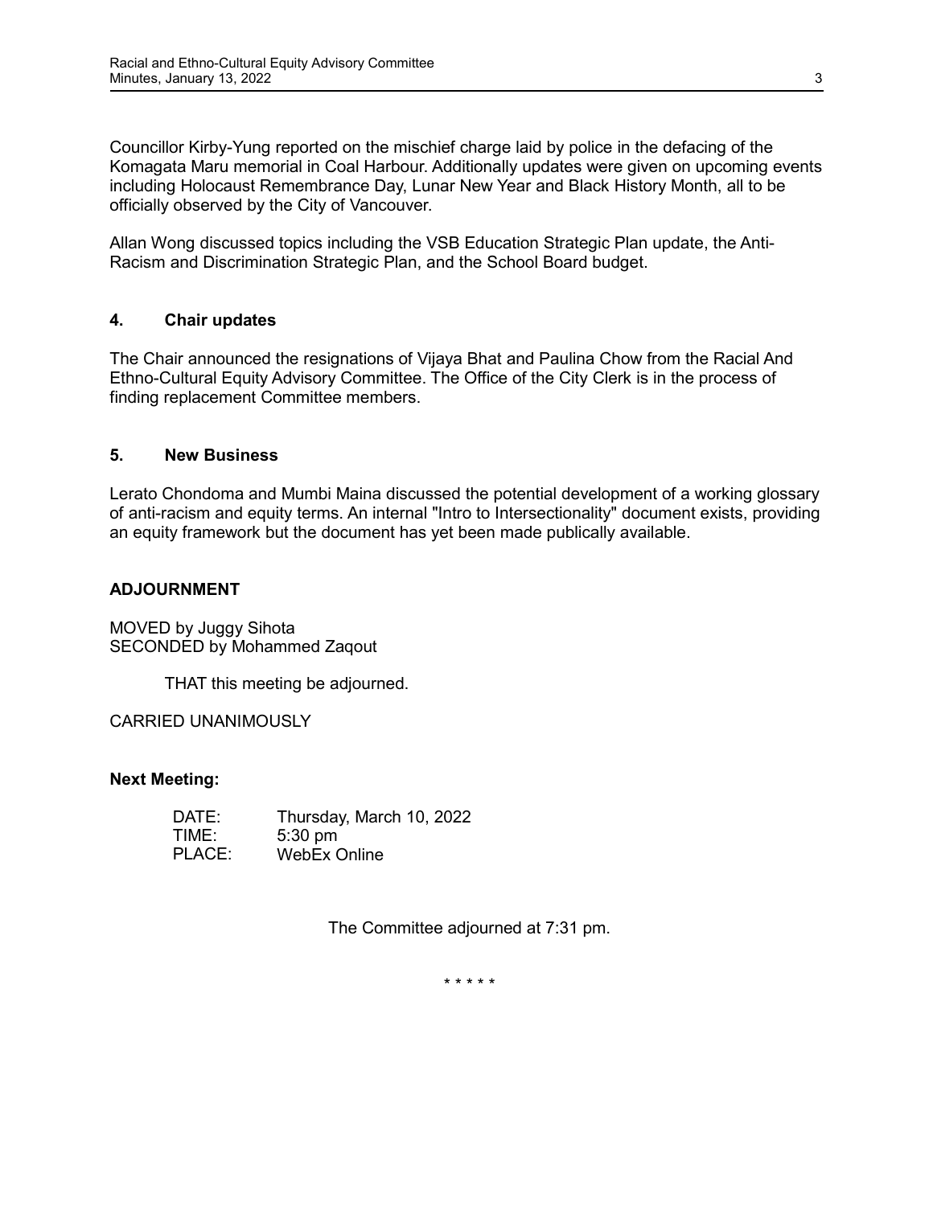Councillor Kirby-Yung reported on the mischief charge laid by police in the defacing of the Komagata Maru memorial in Coal Harbour. Additionally updates were given on upcoming events including Holocaust Remembrance Day, Lunar New Year and Black History Month, all to be officially observed by the City of Vancouver.

Allan Wong discussed topics including the VSB Education Strategic Plan update, the Anti-Racism and Discrimination Strategic Plan, and the School Board budget.

## 4. Chair updates

The Chair announced the resignations of Vijaya Bhat and Paulina Chow from the Racial And Ethno-Cultural Equity Advisory Committee. The Office of the City Clerk is in the process of finding replacement Committee members.

## 5. New Business

Lerato Chondoma and Mumbi Maina discussed the potential development of a working glossary of anti-racism and equity terms. An internal "Intro to Intersectionality" document exists, providing an equity framework but the document has yet been made publically available.

## ADJOURNMENT

MOVED by Juggy Sihota
SECONDED by Mohammed Zaqout

THAT this meeting be adjourned.

CARRIED UNANIMOUSLY

**Next Meeting:**

| | |
|---|---|
| DATE: | Thursday, March 10, 2022 |
| TIME: | 5:30 pm |
| PLACE: | WebEx Online |

The Committee adjourned at 7:31 pm.

\* \* \* \* \*